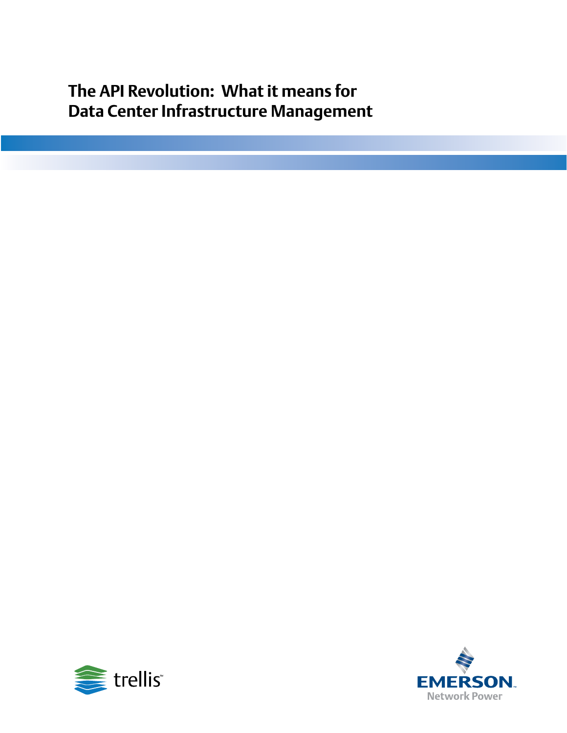# The API Revolution: What it means for Data Center Infrastructure Management

trellis™

EMERSON™
Network Power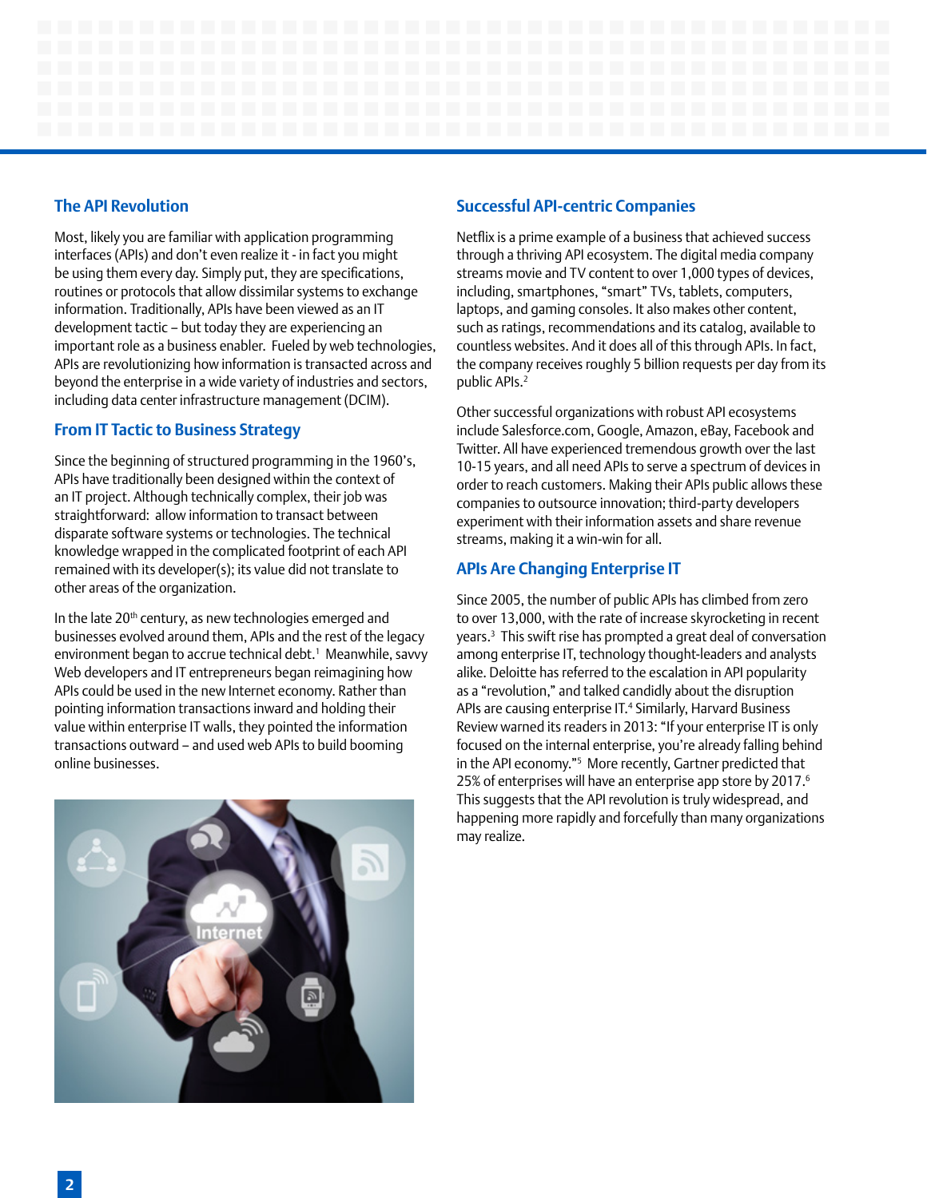## The API Revolution

Most, likely you are familiar with application programming interfaces (APIs) and don't even realize it - in fact you might be using them every day. Simply put, they are specifications, routines or protocols that allow dissimilar systems to exchange information. Traditionally, APIs have been viewed as an IT development tactic – but today they are experiencing an important role as a business enabler. Fueled by web technologies, APIs are revolutionizing how information is transacted across and beyond the enterprise in a wide variety of industries and sectors, including data center infrastructure management (DCIM).

## From IT Tactic to Business Strategy

Since the beginning of structured programming in the 1960's, APIs have traditionally been designed within the context of an IT project. Although technically complex, their job was straightforward: allow information to transact between disparate software systems or technologies. The technical knowledge wrapped in the complicated footprint of each API remained with its developer(s); its value did not translate to other areas of the organization.

In the late 20th century, as new technologies emerged and businesses evolved around them, APIs and the rest of the legacy environment began to accrue technical debt.[1] Meanwhile, savvy Web developers and IT entrepreneurs began reimagining how APIs could be used in the new Internet economy. Rather than pointing information transactions inward and holding their value within enterprise IT walls, they pointed the information transactions outward – and used web APIs to build booming online businesses.

## Successful API-centric Companies

Netflix is a prime example of a business that achieved success through a thriving API ecosystem. The digital media company streams movie and TV content to over 1,000 types of devices, including, smartphones, "smart" TVs, tablets, computers, laptops, and gaming consoles. It also makes other content, such as ratings, recommendations and its catalog, available to countless websites. And it does all of this through APIs. In fact, the company receives roughly 5 billion requests per day from its public APIs.[2]

Other successful organizations with robust API ecosystems include Salesforce.com, Google, Amazon, eBay, Facebook and Twitter. All have experienced tremendous growth over the last 10-15 years, and all need APIs to serve a spectrum of devices in order to reach customers. Making their APIs public allows these companies to outsource innovation; third-party developers experiment with their information assets and share revenue streams, making it a win-win for all.

## APIs Are Changing Enterprise IT

Since 2005, the number of public APIs has climbed from zero to over 13,000, with the rate of increase skyrocketing in recent years.[3] This swift rise has prompted a great deal of conversation among enterprise IT, technology thought-leaders and analysts alike. Deloitte has referred to the escalation in API popularity as a "revolution," and talked candidly about the disruption APIs are causing enterprise IT.[4] Similarly, Harvard Business Review warned its readers in 2013: "If your enterprise IT is only focused on the internal enterprise, you're already falling behind in the API economy."[5] More recently, Gartner predicted that 25% of enterprises will have an enterprise app store by 2017.[6] This suggests that the API revolution is truly widespread, and happening more rapidly and forcefully than many organizations may realize.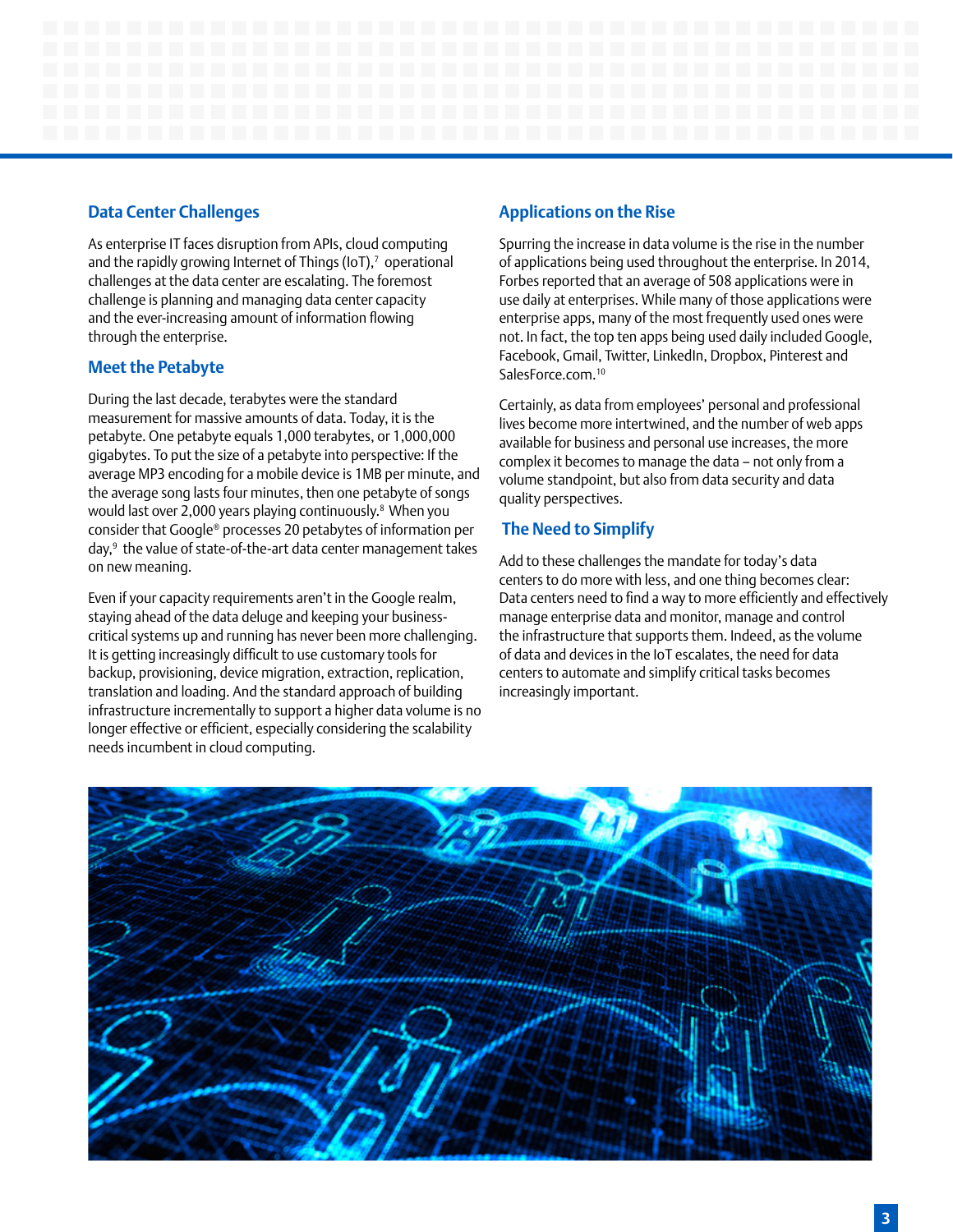## Data Center Challenges

As enterprise IT faces disruption from APIs, cloud computing and the rapidly growing Internet of Things (IoT),[7] operational challenges at the data center are escalating. The foremost challenge is planning and managing data center capacity and the ever-increasing amount of information flowing through the enterprise.

## Meet the Petabyte

During the last decade, terabytes were the standard measurement for massive amounts of data. Today, it is the petabyte. One petabyte equals 1,000 terabytes, or 1,000,000 gigabytes. To put the size of a petabyte into perspective: If the average MP3 encoding for a mobile device is 1MB per minute, and the average song lasts four minutes, then one petabyte of songs would last over 2,000 years playing continuously.[8] When you consider that Google® processes 20 petabytes of information per day,[9] the value of state-of-the-art data center management takes on new meaning.

Even if your capacity requirements aren't in the Google realm, staying ahead of the data deluge and keeping your business-critical systems up and running has never been more challenging. It is getting increasingly difficult to use customary tools for backup, provisioning, device migration, extraction, replication, translation and loading. And the standard approach of building infrastructure incrementally to support a higher data volume is no longer effective or efficient, especially considering the scalability needs incumbent in cloud computing.

## Applications on the Rise

Spurring the increase in data volume is the rise in the number of applications being used throughout the enterprise. In 2014, Forbes reported that an average of 508 applications were in use daily at enterprises. While many of those applications were enterprise apps, many of the most frequently used ones were not. In fact, the top ten apps being used daily included Google, Facebook, Gmail, Twitter, LinkedIn, Dropbox, Pinterest and SalesForce.com.[10]

Certainly, as data from employees' personal and professional lives become more intertwined, and the number of web apps available for business and personal use increases, the more complex it becomes to manage the data – not only from a volume standpoint, but also from data security and data quality perspectives.

## The Need to Simplify

Add to these challenges the mandate for today's data centers to do more with less, and one thing becomes clear: Data centers need to find a way to more efficiently and effectively manage enterprise data and monitor, manage and control the infrastructure that supports them. Indeed, as the volume of data and devices in the IoT escalates, the need for data centers to automate and simplify critical tasks becomes increasingly important.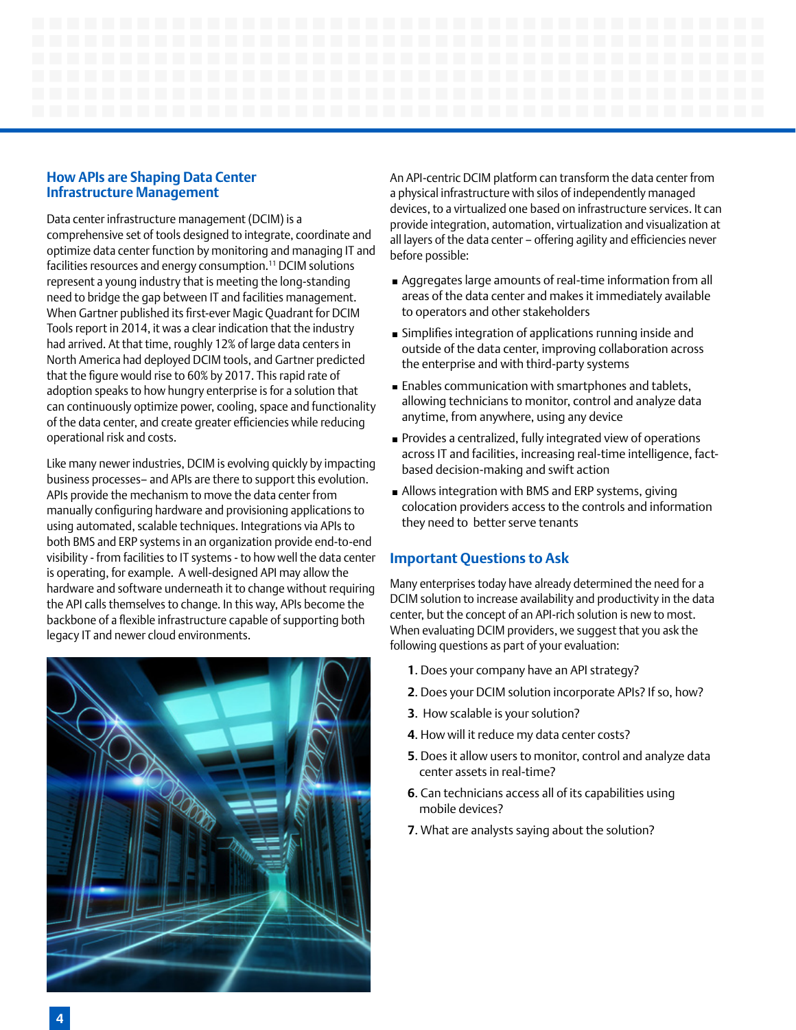## How APIs are Shaping Data Center Infrastructure Management

Data center infrastructure management (DCIM) is a comprehensive set of tools designed to integrate, coordinate and optimize data center function by monitoring and managing IT and facilities resources and energy consumption.[11] DCIM solutions represent a young industry that is meeting the long-standing need to bridge the gap between IT and facilities management. When Gartner published its first-ever Magic Quadrant for DCIM Tools report in 2014, it was a clear indication that the industry had arrived. At that time, roughly 12% of large data centers in North America had deployed DCIM tools, and Gartner predicted that the figure would rise to 60% by 2017. This rapid rate of adoption speaks to how hungry enterprise is for a solution that can continuously optimize power, cooling, space and functionality of the data center, and create greater efficiencies while reducing operational risk and costs.

Like many newer industries, DCIM is evolving quickly by impacting business processes– and APIs are there to support this evolution. APIs provide the mechanism to move the data center from manually configuring hardware and provisioning applications to using automated, scalable techniques. Integrations via APIs to both BMS and ERP systems in an organization provide end-to-end visibility - from facilities to IT systems - to how well the data center is operating, for example. A well-designed API may allow the hardware and software underneath it to change without requiring the API calls themselves to change. In this way, APIs become the backbone of a flexible infrastructure capable of supporting both legacy IT and newer cloud environments.

An API-centric DCIM platform can transform the data center from a physical infrastructure with silos of independently managed devices, to a virtualized one based on infrastructure services. It can provide integration, automation, virtualization and visualization at all layers of the data center – offering agility and efficiencies never before possible:

- Aggregates large amounts of real-time information from all areas of the data center and makes it immediately available to operators and other stakeholders
- Simplifies integration of applications running inside and outside of the data center, improving collaboration across the enterprise and with third-party systems
- Enables communication with smartphones and tablets, allowing technicians to monitor, control and analyze data anytime, from anywhere, using any device
- Provides a centralized, fully integrated view of operations across IT and facilities, increasing real-time intelligence, fact-based decision-making and swift action
- Allows integration with BMS and ERP systems, giving colocation providers access to the controls and information they need to better serve tenants

## Important Questions to Ask

Many enterprises today have already determined the need for a DCIM solution to increase availability and productivity in the data center, but the concept of an API-rich solution is new to most. When evaluating DCIM providers, we suggest that you ask the following questions as part of your evaluation:

1. Does your company have an API strategy?
2. Does your DCIM solution incorporate APIs? If so, how?
3. How scalable is your solution?
4. How will it reduce my data center costs?
5. Does it allow users to monitor, control and analyze data center assets in real-time?
6. Can technicians access all of its capabilities using mobile devices?
7. What are analysts saying about the solution?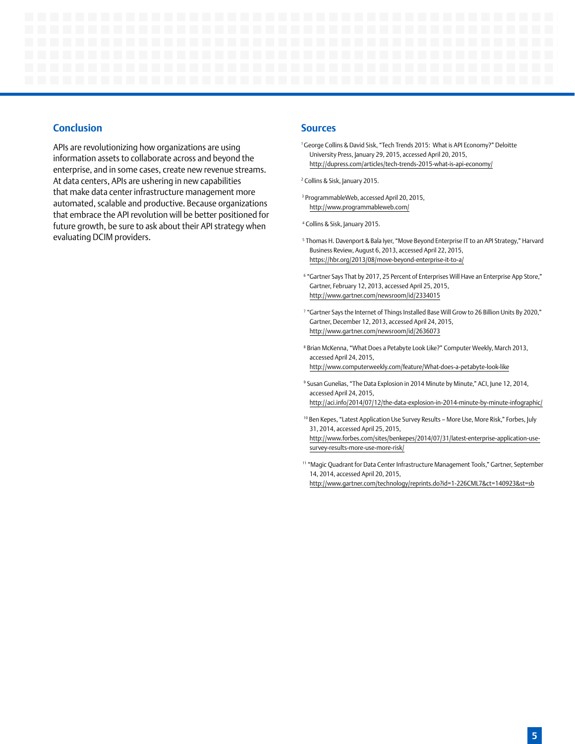## Conclusion

APIs are revolutionizing how organizations are using information assets to collaborate across and beyond the enterprise, and in some cases, create new revenue streams. At data centers, APIs are ushering in new capabilities that make data center infrastructure management more automated, scalable and productive. Because organizations that embrace the API revolution will be better positioned for future growth, be sure to ask about their API strategy when evaluating DCIM providers.

## Sources

[1] George Collins & David Sisk, "Tech Trends 2015: What is API Economy?" Deloitte University Press, January 29, 2015, accessed April 20, 2015, http://dupress.com/articles/tech-trends-2015-what-is-api-economy/

[2] Collins & Sisk, January 2015.

[3] ProgrammableWeb, accessed April 20, 2015, http://www.programmableweb.com/

[4] Collins & Sisk, January 2015.

[5] Thomas H. Davenport & Bala Iyer, "Move Beyond Enterprise IT to an API Strategy," Harvard Business Review, August 6, 2013, accessed April 22, 2015, https://hbr.org/2013/08/move-beyond-enterprise-it-to-a/

[6] "Gartner Says That by 2017, 25 Percent of Enterprises Will Have an Enterprise App Store," Gartner, February 12, 2013, accessed April 25, 2015, http://www.gartner.com/newsroom/id/2334015

[7] "Gartner Says the Internet of Things Installed Base Will Grow to 26 Billion Units By 2020," Gartner, December 12, 2013, accessed April 24, 2015, http://www.gartner.com/newsroom/id/2636073

[8] Brian McKenna, "What Does a Petabyte Look Like?" Computer Weekly, March 2013, accessed April 24, 2015, http://www.computerweekly.com/feature/What-does-a-petabyte-look-like

[9] Susan Gunelias, "The Data Explosion in 2014 Minute by Minute," ACI, June 12, 2014, accessed April 24, 2015, http://aci.info/2014/07/12/the-data-explosion-in-2014-minute-by-minute-infographic/

[10] Ben Kepes, "Latest Application Use Survey Results – More Use, More Risk," Forbes, July 31, 2014, accessed April 25, 2015, http://www.forbes.com/sites/benkepes/2014/07/31/latest-enterprise-application-use-survey-results-more-use-more-risk/

[11] "Magic Quadrant for Data Center Infrastructure Management Tools," Gartner, September 14, 2014, accessed April 20, 2015, http://www.gartner.com/technology/reprints.do?id=1-226CML7&ct=140923&st=sb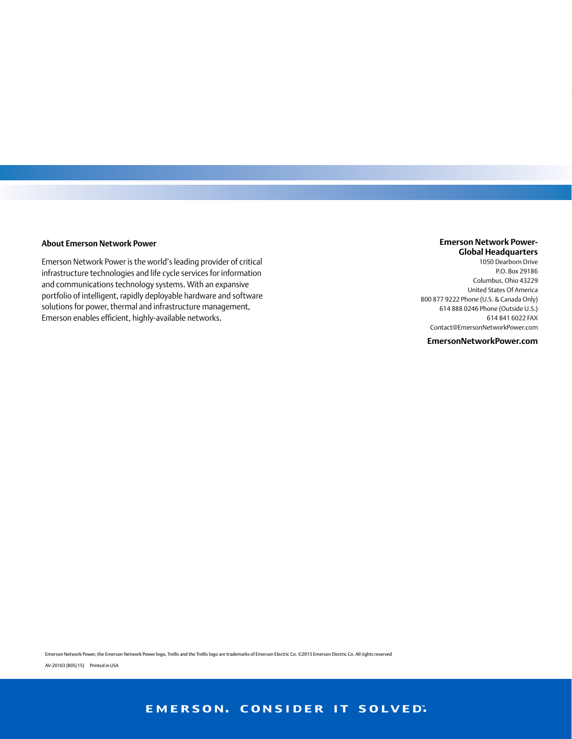### About Emerson Network Power

Emerson Network Power is the world's leading provider of critical infrastructure technologies and life cycle services for information and communications technology systems. With an expansive portfolio of intelligent, rapidly deployable hardware and software solutions for power, thermal and infrastructure management, Emerson enables efficient, highly-available networks.

**Emerson Network Power-**
**Global Headquarters**
1050 Dearborn Drive
P.O. Box 29186
Columbus, Ohio 43229
United States Of America
800 877 9222 Phone (U.S. & Canada Only)
614 888 0246 Phone (Outside U.S.)
614 841 6022 FAX
Contact@EmersonNetworkPower.com

**EmersonNetworkPower.com**

Emerson Network Power, the Emerson Network Power logo, Trellis and the Trellis logo are trademarks of Emerson Electric Co. ©2015 Emerson Electric Co. All rights reserved

AV-20103 (R05/15) Printed in USA

EMERSON. CONSIDER IT SOLVED.™